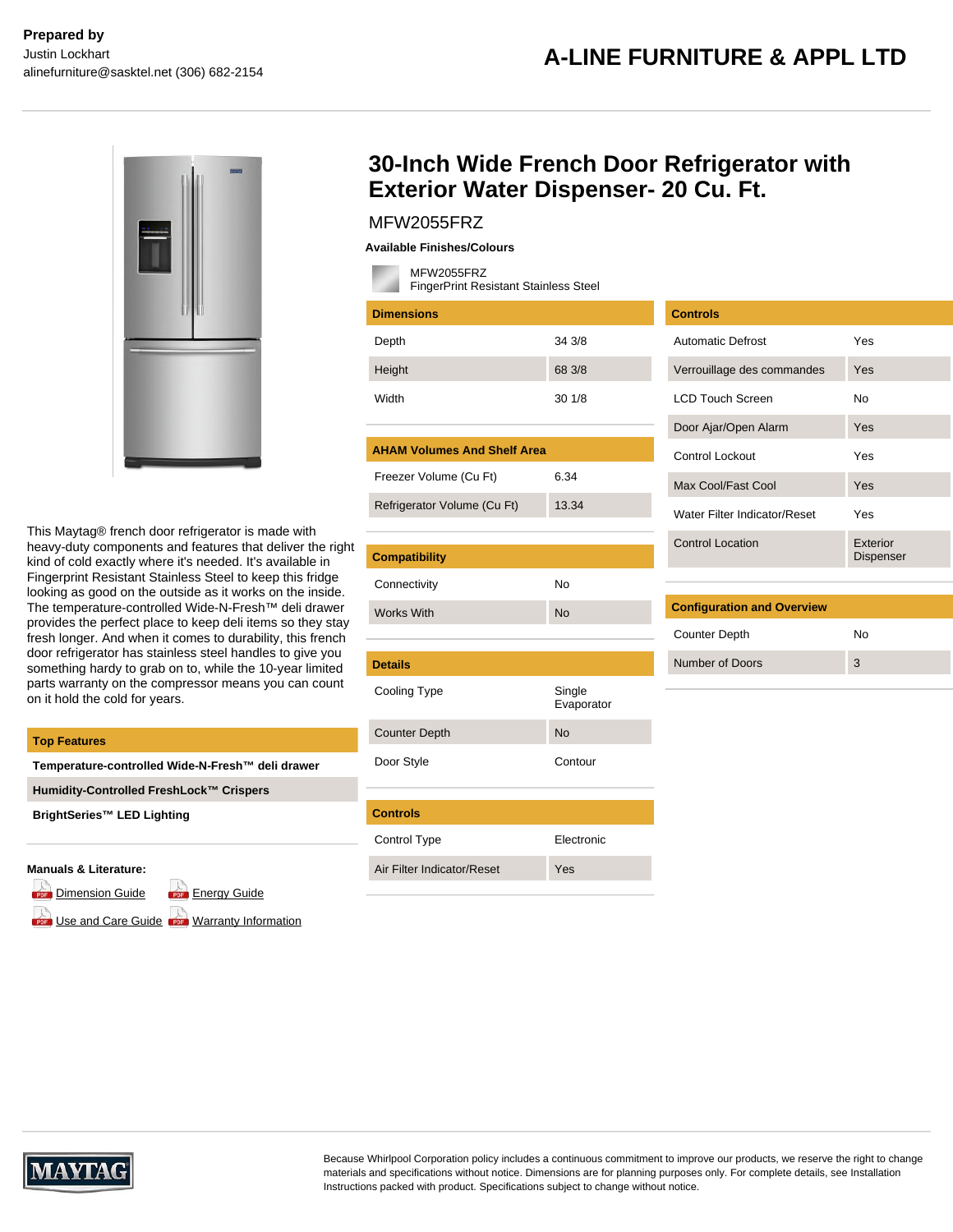**Prepared by**
Justin Lockhart
alinefurniture@sasktel.net (306) 682-2154

**A-LINE FURNITURE & APPL LTD**

# 30-Inch Wide French Door Refrigerator with Exterior Water Dispenser- 20 Cu. Ft.

MFW2055FRZ

**Available Finishes/Colours**

MFW2055FRZ
FingerPrint Resistant Stainless Steel

This Maytag® french door refrigerator is made with heavy-duty components and features that deliver the right kind of cold exactly where it's needed. It's available in Fingerprint Resistant Stainless Steel to keep this fridge looking as good on the outside as it works on the inside. The temperature-controlled Wide-N-Fresh™ deli drawer provides the perfect place to keep deli items so they stay fresh longer. And when it comes to durability, this french door refrigerator has stainless steel handles to give you something hardy to grab on to, while the 10-year limited parts warranty on the compressor means you can count on it hold the cold for years.

| Top Features |
| --- |
| **Temperature-controlled Wide-N-Fresh™ deli drawer** |
| **Humidity-Controlled FreshLock™ Crispers** |
| **BrightSeries™ LED Lighting** |

**Manuals & Literature:**

- Dimension Guide
- Energy Guide
- Use and Care Guide
- Warranty Information

| Dimensions | |
| --- | --- |
| Depth | 34 3/8 |
| Height | 68 3/8 |
| Width | 30 1/8 |

| AHAM Volumes And Shelf Area | |
| --- | --- |
| Freezer Volume (Cu Ft) | 6.34 |
| Refrigerator Volume (Cu Ft) | 13.34 |

| Compatibility | |
| --- | --- |
| Connectivity | No |
| Works With | No |

| Details | |
| --- | --- |
| Cooling Type | Single Evaporator |
| Counter Depth | No |
| Door Style | Contour |

| Controls | |
| --- | --- |
| Control Type | Electronic |
| Air Filter Indicator/Reset | Yes |

| Controls | |
| --- | --- |
| Automatic Defrost | Yes |
| Verrouillage des commandes | Yes |
| LCD Touch Screen | No |
| Door Ajar/Open Alarm | Yes |
| Control Lockout | Yes |
| Max Cool/Fast Cool | Yes |
| Water Filter Indicator/Reset | Yes |
| Control Location | Exterior Dispenser |

| Configuration and Overview | |
| --- | --- |
| Counter Depth | No |
| Number of Doors | 3 |

MAYTAG

Because Whirlpool Corporation policy includes a continuous commitment to improve our products, we reserve the right to change materials and specifications without notice. Dimensions are for planning purposes only. For complete details, see Installation Instructions packed with product. Specifications subject to change without notice.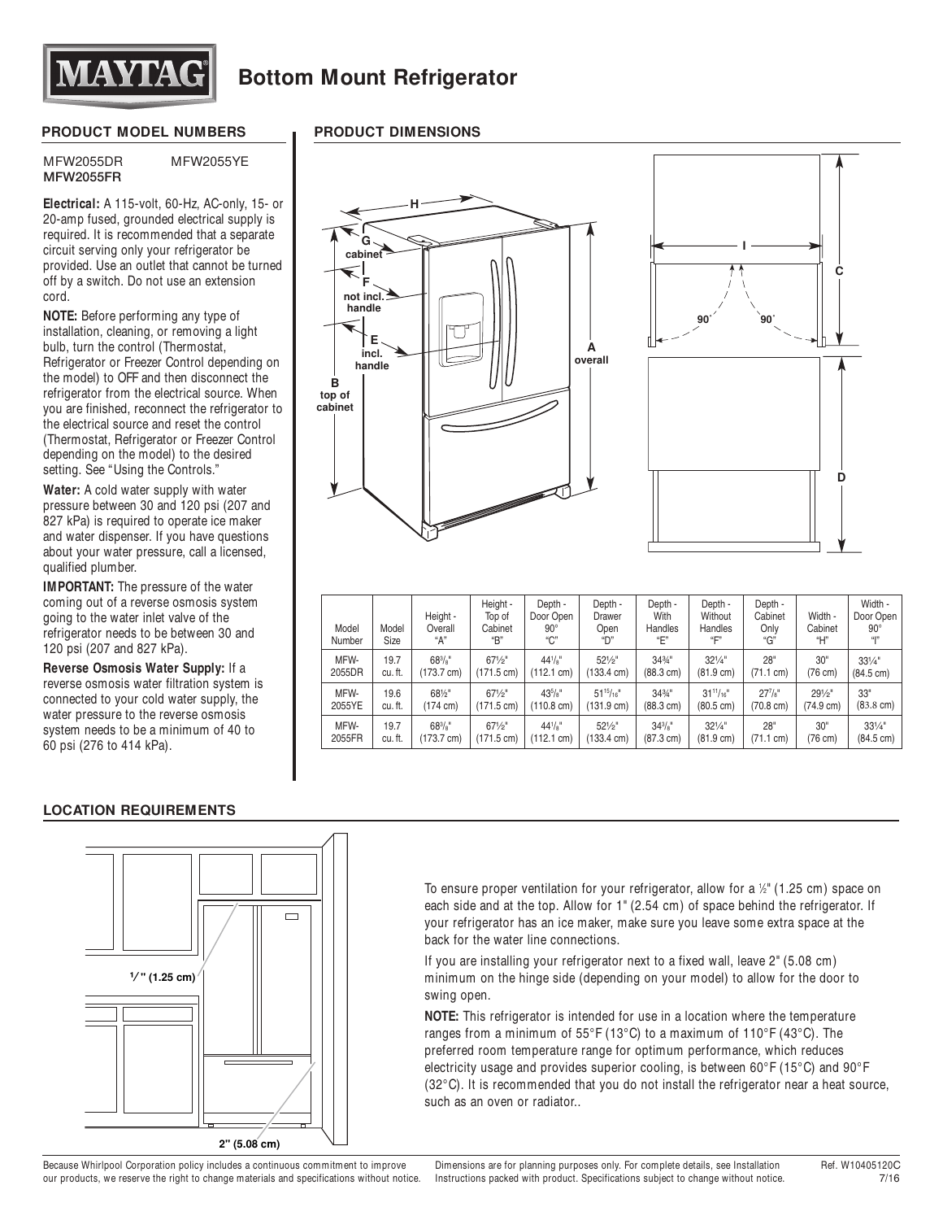# Bottom Mount Refrigerator

## PRODUCT MODEL NUMBERS

MFW2055DR MFW2055YE
MFW2055FR

**Electrical:** A 115-volt, 60-Hz, AC-only, 15- or 20-amp fused, grounded electrical supply is required. It is recommended that a separate circuit serving only your refrigerator be provided. Use an outlet that cannot be turned off by a switch. Do not use an extension cord.

**NOTE:** Before performing any type of installation, cleaning, or removing a light bulb, turn the control (Thermostat, Refrigerator or Freezer Control depending on the model) to OFF and then disconnect the refrigerator from the electrical source. When you are finished, reconnect the refrigerator to the electrical source and reset the control (Thermostat, Refrigerator or Freezer Control depending on the model) to the desired setting. See "Using the Controls."

**Water:** A cold water supply with water pressure between 30 and 120 psi (207 and 827 kPa) is required to operate ice maker and water dispenser. If you have questions about your water pressure, call a licensed, qualified plumber.

**IMPORTANT:** The pressure of the water coming out of a reverse osmosis system going to the water inlet valve of the refrigerator needs to be between 30 and 120 psi (207 and 827 kPa).

**Reverse Osmosis Water Supply:** If a reverse osmosis water filtration system is connected to your cold water supply, the water pressure to the reverse osmosis system needs to be a minimum of 40 to 60 psi (276 to 414 kPa).

## PRODUCT DIMENSIONS

H
G cabinet
F not incl. handle
E incl. handle
B top of cabinet
A overall
I
C
90˚ 90˚
D

| Model Number | Model Size | Height - Overall "A" | Height - Top of Cabinet "B" | Depth - Door Open 90° "C" | Depth - Drawer Open "D" | Depth - With Handles "E" | Depth - Without Handles "F" | Depth - Cabinet Only "G" | Width - Cabinet "H" | Width - Door Open 90° "I" |
|---|---|---|---|---|---|---|---|---|---|---|
| MFW-2055DR | 19.7 cu. ft. | 68³⁄₈" (173.7 cm) | 67½" (171.5 cm) | 44¹⁄₈" (112.1 cm) | 52½" (133.4 cm) | 34¾" (88.3 cm) | 32¼" (81.9 cm) | 28" (71.1 cm) | 30" (76 cm) | 33¼" (84.5 cm) |
| MFW-2055YE | 19.6 cu. ft. | 68½" (174 cm) | 67½" (171.5 cm) | 43⁵⁄₈" (110.8 cm) | 51¹⁵⁄₁₆" (131.9 cm) | 34¾" (88.3 cm) | 31¹¹⁄₁₆" (80.5 cm) | 27⁷⁄₈" (70.8 cm) | 29½" (74.9 cm) | 33" (83.8 cm) |
| MFW-2055FR | 19.7 cu. ft. | 68³⁄₈" (173.7 cm) | 67½" (171.5 cm) | 44¹⁄₈" (112.1 cm) | 52½" (133.4 cm) | 34³⁄₈" (87.3 cm) | 32¼" (81.9 cm) | 28" (71.1 cm) | 30" (76 cm) | 33¼" (84.5 cm) |

## LOCATION REQUIREMENTS

½" (1.25 cm)

2" (5.08 cm)

To ensure proper ventilation for your refrigerator, allow for a ½" (1.25 cm) space on each side and at the top. Allow for 1" (2.54 cm) of space behind the refrigerator. If your refrigerator has an ice maker, make sure you leave some extra space at the back for the water line connections.

If you are installing your refrigerator next to a fixed wall, leave 2" (5.08 cm) minimum on the hinge side (depending on your model) to allow for the door to swing open.

**NOTE:** This refrigerator is intended for use in a location where the temperature ranges from a minimum of 55°F (13°C) to a maximum of 110°F (43°C). The preferred room temperature range for optimum performance, which reduces electricity usage and provides superior cooling, is between 60°F (15°C) and 90°F (32°C). It is recommended that you do not install the refrigerator near a heat source, such as an oven or radiator..

Because Whirlpool Corporation policy includes a continuous commitment to improve our products, we reserve the right to change materials and specifications without notice.

Dimensions are for planning purposes only. For complete details, see Installation Instructions packed with product. Specifications subject to change without notice.

Ref. W10405120C
7/16